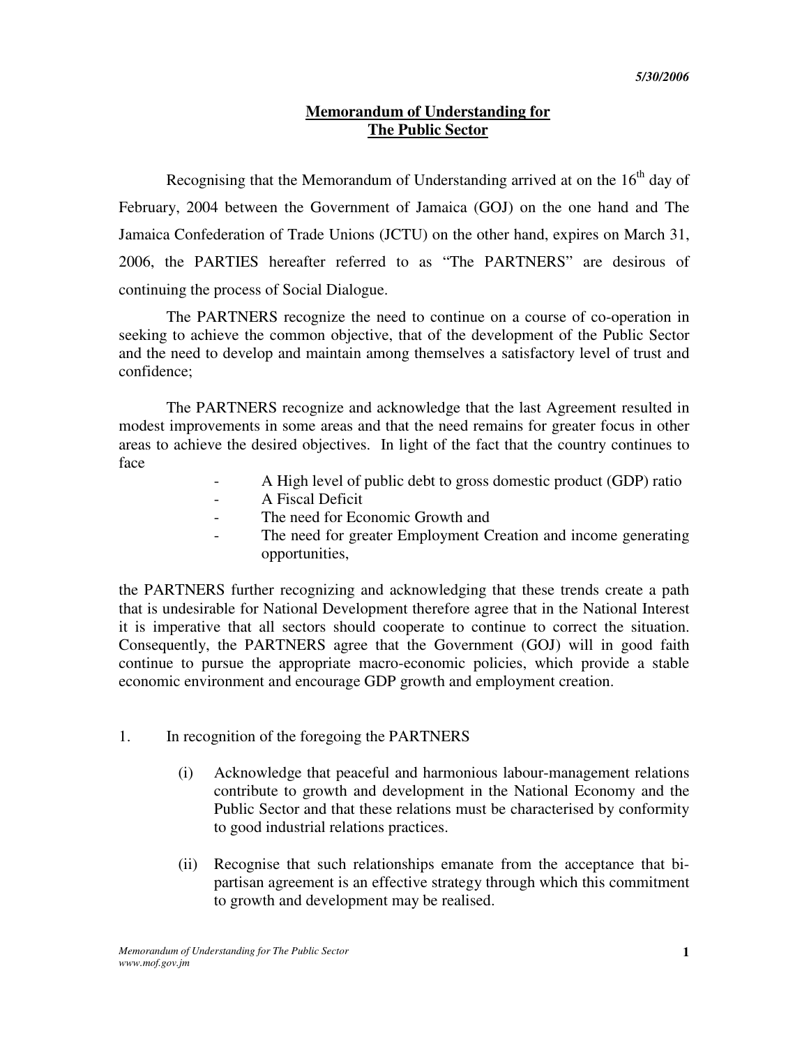*5/30/2006*

# Memorandum of Understanding for The Public Sector

Recognising that the Memorandum of Understanding arrived at on the 16th day of February, 2004 between the Government of Jamaica (GOJ) on the one hand and The Jamaica Confederation of Trade Unions (JCTU) on the other hand, expires on March 31, 2006, the PARTIES hereafter referred to as "The PARTNERS" are desirous of continuing the process of Social Dialogue.

The PARTNERS recognize the need to continue on a course of co-operation in seeking to achieve the common objective, that of the development of the Public Sector and the need to develop and maintain among themselves a satisfactory level of trust and confidence;

The PARTNERS recognize and acknowledge that the last Agreement resulted in modest improvements in some areas and that the need remains for greater focus in other areas to achieve the desired objectives. In light of the fact that the country continues to face

- A High level of public debt to gross domestic product (GDP) ratio
- A Fiscal Deficit
- The need for Economic Growth and
- The need for greater Employment Creation and income generating opportunities,

the PARTNERS further recognizing and acknowledging that these trends create a path that is undesirable for National Development therefore agree that in the National Interest it is imperative that all sectors should cooperate to continue to correct the situation. Consequently, the PARTNERS agree that the Government (GOJ) will in good faith continue to pursue the appropriate macro-economic policies, which provide a stable economic environment and encourage GDP growth and employment creation.

1. In recognition of the foregoing the PARTNERS

   (i) Acknowledge that peaceful and harmonious labour-management relations contribute to growth and development in the National Economy and the Public Sector and that these relations must be characterised by conformity to good industrial relations practices.

   (ii) Recognise that such relationships emanate from the acceptance that bi-partisan agreement is an effective strategy through which this commitment to growth and development may be realised.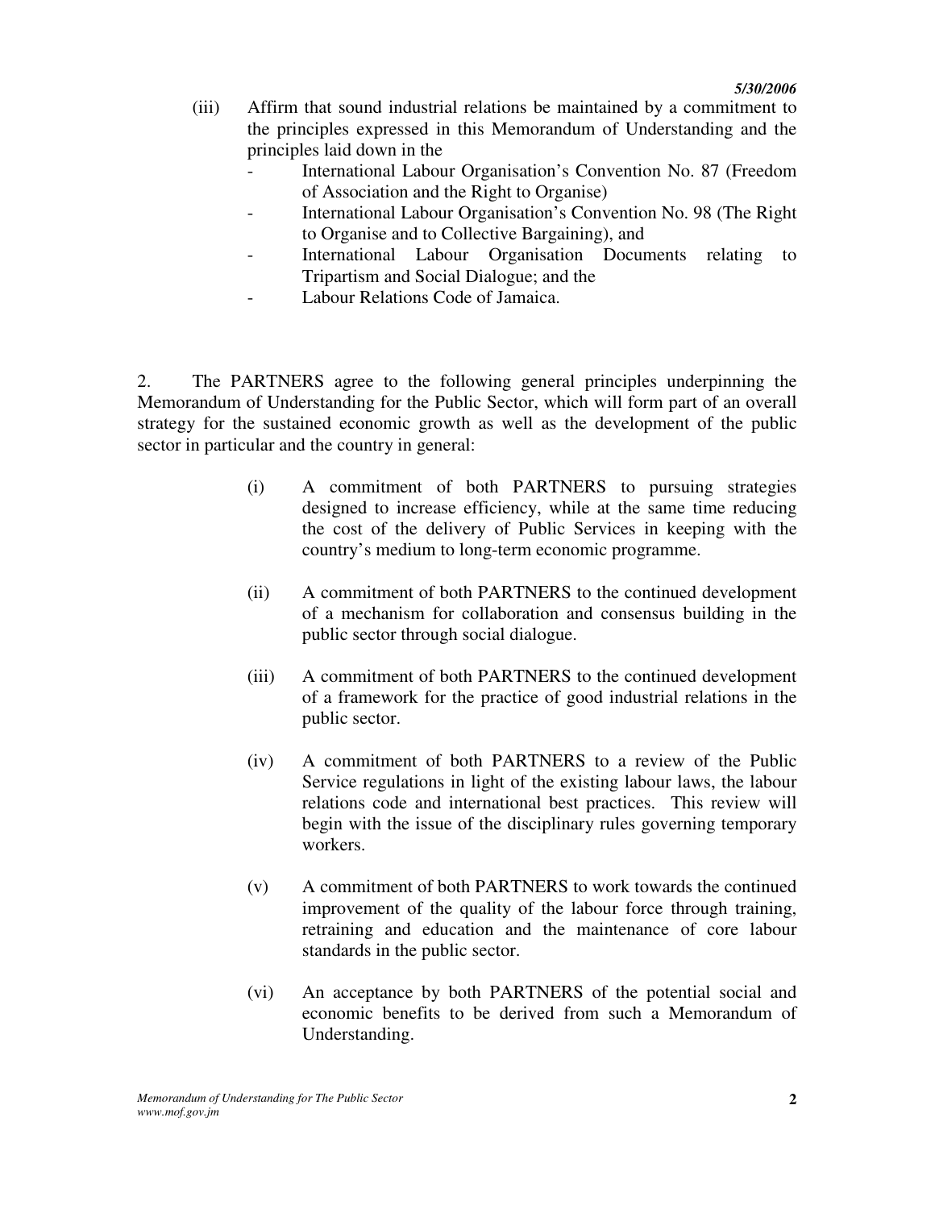(iii) Affirm that sound industrial relations be maintained by a commitment to the principles expressed in this Memorandum of Understanding and the principles laid down in the

- International Labour Organisation's Convention No. 87 (Freedom of Association and the Right to Organise)
- International Labour Organisation's Convention No. 98 (The Right to Organise and to Collective Bargaining), and
- International Labour Organisation Documents relating to Tripartism and Social Dialogue; and the
- Labour Relations Code of Jamaica.

2. The PARTNERS agree to the following general principles underpinning the Memorandum of Understanding for the Public Sector, which will form part of an overall strategy for the sustained economic growth as well as the development of the public sector in particular and the country in general:

(i) A commitment of both PARTNERS to pursuing strategies designed to increase efficiency, while at the same time reducing the cost of the delivery of Public Services in keeping with the country's medium to long-term economic programme.

(ii) A commitment of both PARTNERS to the continued development of a mechanism for collaboration and consensus building in the public sector through social dialogue.

(iii) A commitment of both PARTNERS to the continued development of a framework for the practice of good industrial relations in the public sector.

(iv) A commitment of both PARTNERS to a review of the Public Service regulations in light of the existing labour laws, the labour relations code and international best practices. This review will begin with the issue of the disciplinary rules governing temporary workers.

(v) A commitment of both PARTNERS to work towards the continued improvement of the quality of the labour force through training, retraining and education and the maintenance of core labour standards in the public sector.

(vi) An acceptance by both PARTNERS of the potential social and economic benefits to be derived from such a Memorandum of Understanding.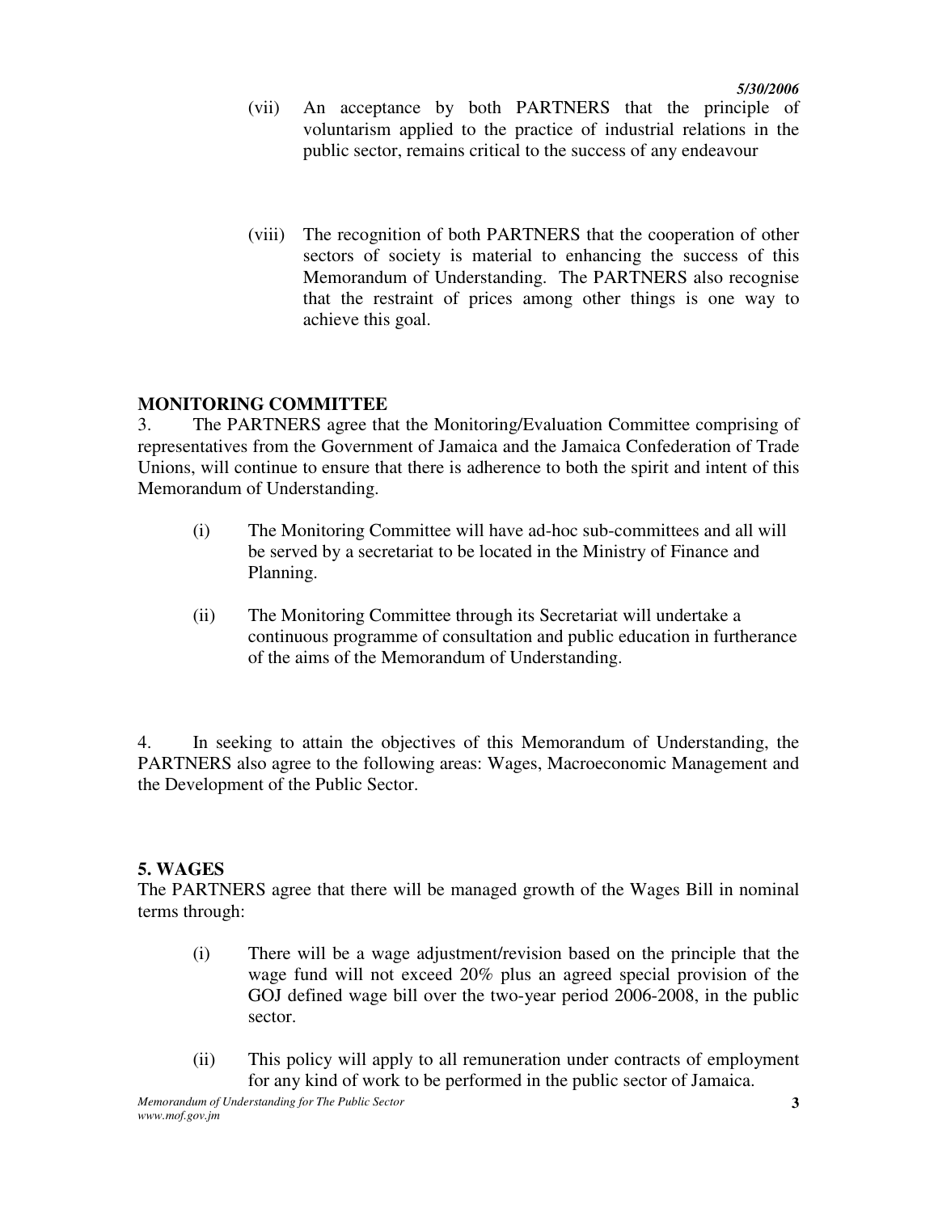(vii) An acceptance by both PARTNERS that the principle of voluntarism applied to the practice of industrial relations in the public sector, remains critical to the success of any endeavour

(viii) The recognition of both PARTNERS that the cooperation of other sectors of society is material to enhancing the success of this Memorandum of Understanding. The PARTNERS also recognise that the restraint of prices among other things is one way to achieve this goal.

## MONITORING COMMITTEE

3. The PARTNERS agree that the Monitoring/Evaluation Committee comprising of representatives from the Government of Jamaica and the Jamaica Confederation of Trade Unions, will continue to ensure that there is adherence to both the spirit and intent of this Memorandum of Understanding.

(i) The Monitoring Committee will have ad-hoc sub-committees and all will be served by a secretariat to be located in the Ministry of Finance and Planning.

(ii) The Monitoring Committee through its Secretariat will undertake a continuous programme of consultation and public education in furtherance of the aims of the Memorandum of Understanding.

4. In seeking to attain the objectives of this Memorandum of Understanding, the PARTNERS also agree to the following areas: Wages, Macroeconomic Management and the Development of the Public Sector.

## 5. WAGES

The PARTNERS agree that there will be managed growth of the Wages Bill in nominal terms through:

(i) There will be a wage adjustment/revision based on the principle that the wage fund will not exceed 20% plus an agreed special provision of the GOJ defined wage bill over the two-year period 2006-2008, in the public sector.

(ii) This policy will apply to all remuneration under contracts of employment for any kind of work to be performed in the public sector of Jamaica.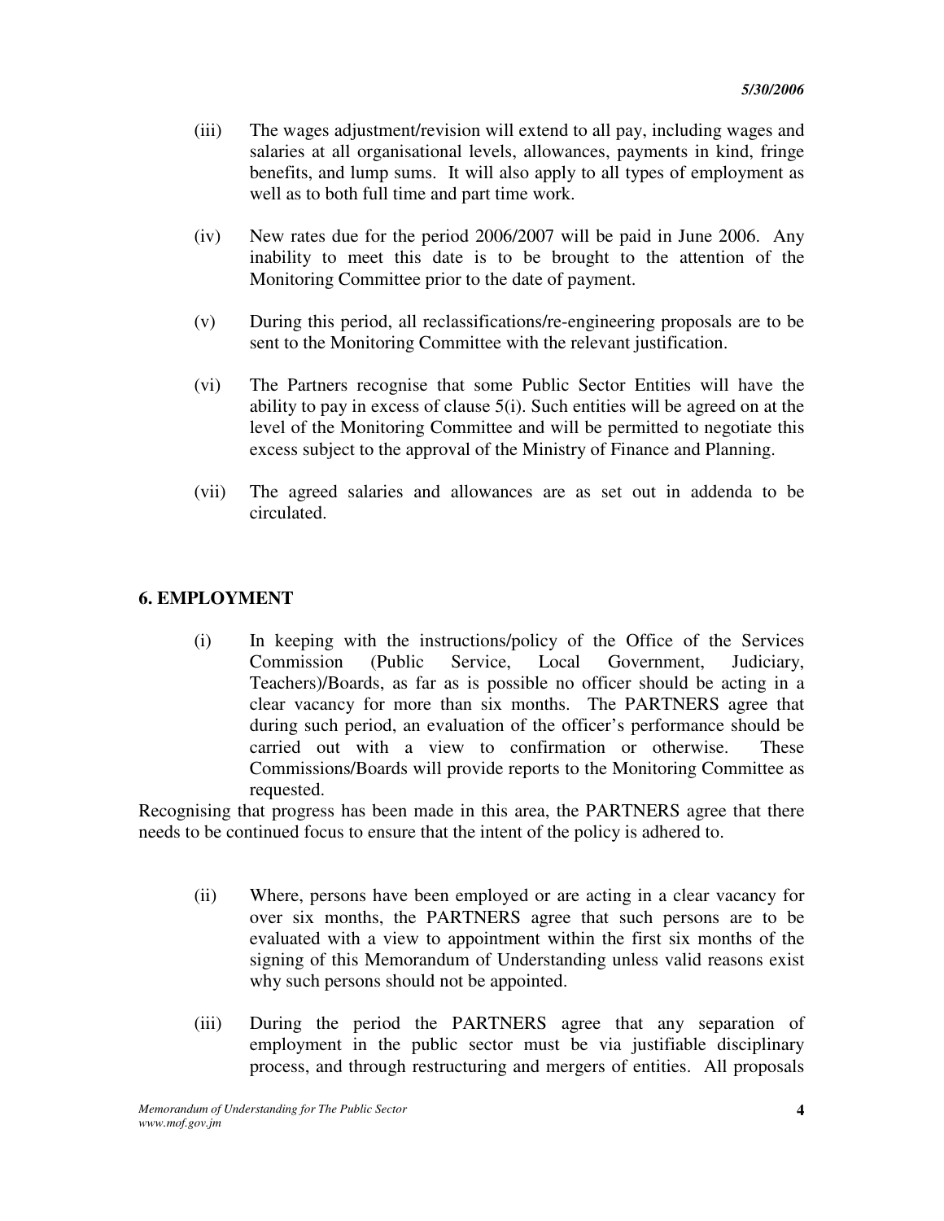(iii) The wages adjustment/revision will extend to all pay, including wages and salaries at all organisational levels, allowances, payments in kind, fringe benefits, and lump sums. It will also apply to all types of employment as well as to both full time and part time work.

(iv) New rates due for the period 2006/2007 will be paid in June 2006. Any inability to meet this date is to be brought to the attention of the Monitoring Committee prior to the date of payment.

(v) During this period, all reclassifications/re-engineering proposals are to be sent to the Monitoring Committee with the relevant justification.

(vi) The Partners recognise that some Public Sector Entities will have the ability to pay in excess of clause 5(i). Such entities will be agreed on at the level of the Monitoring Committee and will be permitted to negotiate this excess subject to the approval of the Ministry of Finance and Planning.

(vii) The agreed salaries and allowances are as set out in addenda to be circulated.

## 6. EMPLOYMENT

(i) In keeping with the instructions/policy of the Office of the Services Commission (Public Service, Local Government, Judiciary, Teachers)/Boards, as far as is possible no officer should be acting in a clear vacancy for more than six months. The PARTNERS agree that during such period, an evaluation of the officer's performance should be carried out with a view to confirmation or otherwise. These Commissions/Boards will provide reports to the Monitoring Committee as requested.

Recognising that progress has been made in this area, the PARTNERS agree that there needs to be continued focus to ensure that the intent of the policy is adhered to.

(ii) Where, persons have been employed or are acting in a clear vacancy for over six months, the PARTNERS agree that such persons are to be evaluated with a view to appointment within the first six months of the signing of this Memorandum of Understanding unless valid reasons exist why such persons should not be appointed.

(iii) During the period the PARTNERS agree that any separation of employment in the public sector must be via justifiable disciplinary process, and through restructuring and mergers of entities. All proposals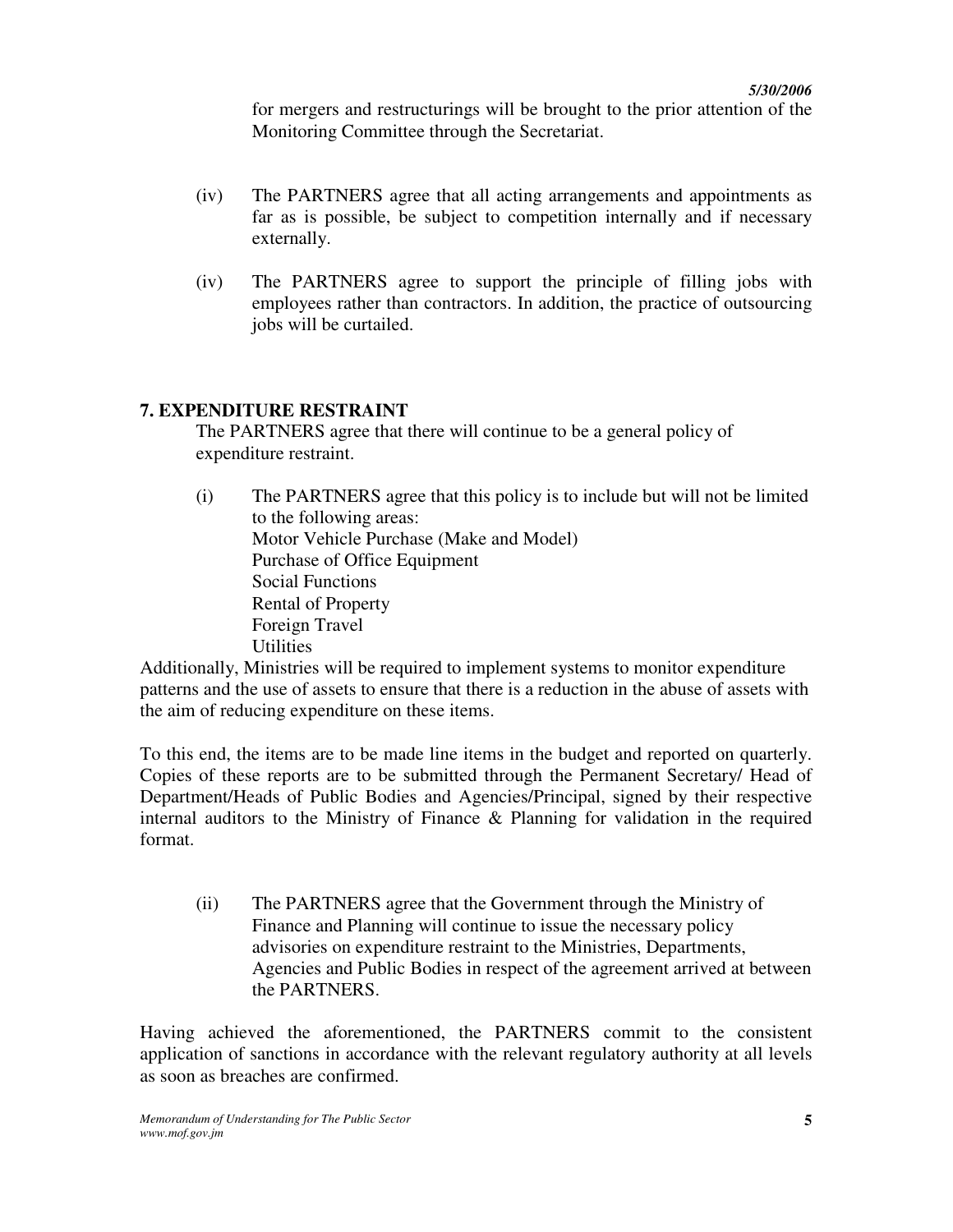for mergers and restructurings will be brought to the prior attention of the Monitoring Committee through the Secretariat.

(iv) The PARTNERS agree that all acting arrangements and appointments as far as is possible, be subject to competition internally and if necessary externally.

(iv) The PARTNERS agree to support the principle of filling jobs with employees rather than contractors. In addition, the practice of outsourcing jobs will be curtailed.

## 7. EXPENDITURE RESTRAINT

The PARTNERS agree that there will continue to be a general policy of expenditure restraint.

(i) The PARTNERS agree that this policy is to include but will not be limited to the following areas:
Motor Vehicle Purchase (Make and Model)
Purchase of Office Equipment
Social Functions
Rental of Property
Foreign Travel
Utilities

Additionally, Ministries will be required to implement systems to monitor expenditure patterns and the use of assets to ensure that there is a reduction in the abuse of assets with the aim of reducing expenditure on these items.

To this end, the items are to be made line items in the budget and reported on quarterly. Copies of these reports are to be submitted through the Permanent Secretary/ Head of Department/Heads of Public Bodies and Agencies/Principal, signed by their respective internal auditors to the Ministry of Finance & Planning for validation in the required format.

(ii) The PARTNERS agree that the Government through the Ministry of Finance and Planning will continue to issue the necessary policy advisories on expenditure restraint to the Ministries, Departments, Agencies and Public Bodies in respect of the agreement arrived at between the PARTNERS.

Having achieved the aforementioned, the PARTNERS commit to the consistent application of sanctions in accordance with the relevant regulatory authority at all levels as soon as breaches are confirmed.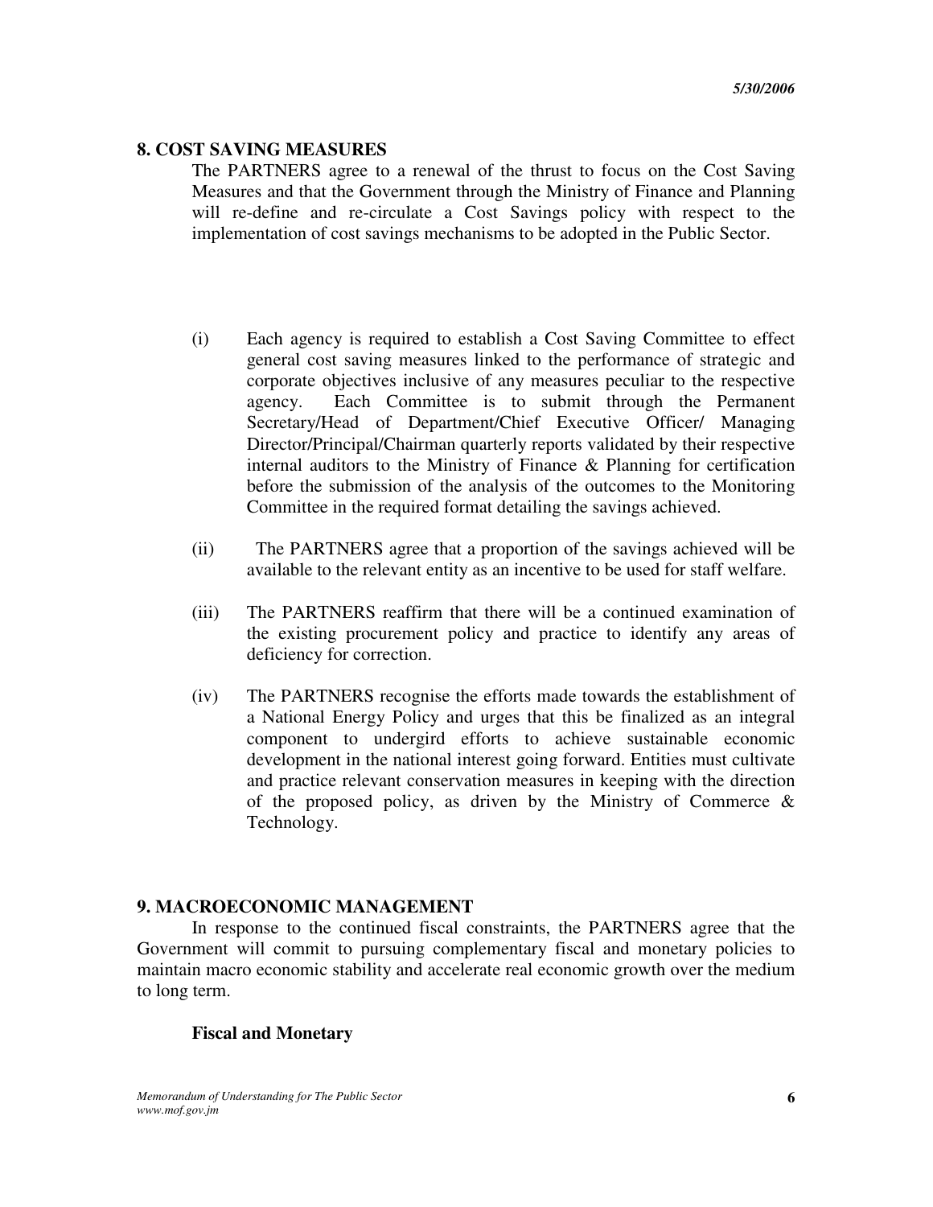## 8. COST SAVING MEASURES

The PARTNERS agree to a renewal of the thrust to focus on the Cost Saving Measures and that the Government through the Ministry of Finance and Planning will re-define and re-circulate a Cost Savings policy with respect to the implementation of cost savings mechanisms to be adopted in the Public Sector.

(i) Each agency is required to establish a Cost Saving Committee to effect general cost saving measures linked to the performance of strategic and corporate objectives inclusive of any measures peculiar to the respective agency. Each Committee is to submit through the Permanent Secretary/Head of Department/Chief Executive Officer/ Managing Director/Principal/Chairman quarterly reports validated by their respective internal auditors to the Ministry of Finance & Planning for certification before the submission of the analysis of the outcomes to the Monitoring Committee in the required format detailing the savings achieved.

(ii) The PARTNERS agree that a proportion of the savings achieved will be available to the relevant entity as an incentive to be used for staff welfare.

(iii) The PARTNERS reaffirm that there will be a continued examination of the existing procurement policy and practice to identify any areas of deficiency for correction.

(iv) The PARTNERS recognise the efforts made towards the establishment of a National Energy Policy and urges that this be finalized as an integral component to undergird efforts to achieve sustainable economic development in the national interest going forward. Entities must cultivate and practice relevant conservation measures in keeping with the direction of the proposed policy, as driven by the Ministry of Commerce & Technology.

## 9. MACROECONOMIC MANAGEMENT

In response to the continued fiscal constraints, the PARTNERS agree that the Government will commit to pursuing complementary fiscal and monetary policies to maintain macro economic stability and accelerate real economic growth over the medium to long term.

### Fiscal and Monetary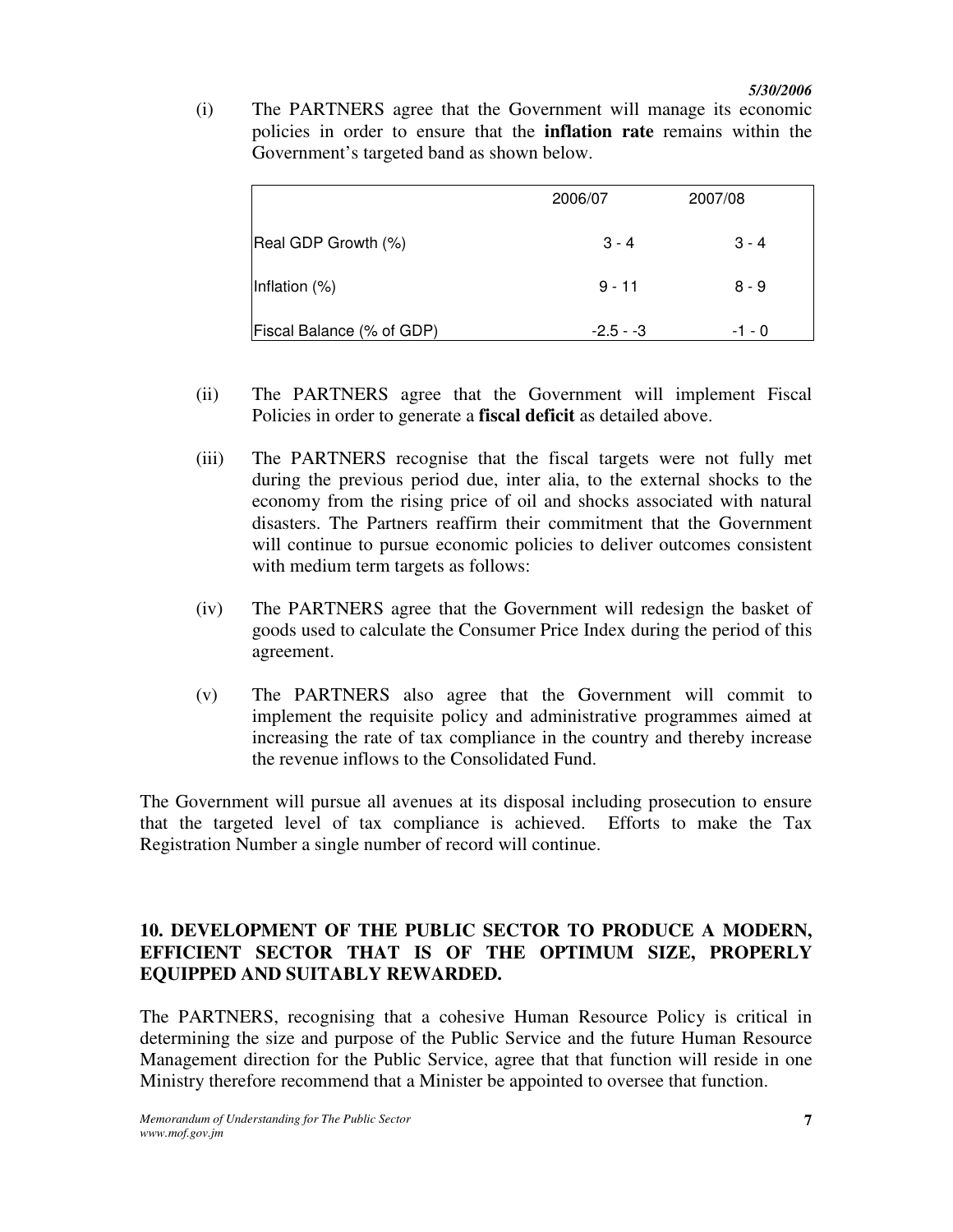(i) The PARTNERS agree that the Government will manage its economic policies in order to ensure that the **inflation rate** remains within the Government's targeted band as shown below.

| | 2006/07 | 2007/08 |
|---|---|---|
| Real GDP Growth (%) | 3 - 4 | 3 - 4 |
| Inflation (%) | 9 - 11 | 8 - 9 |
| Fiscal Balance (% of GDP) | -2.5 - -3 | -1 - 0 |

(ii) The PARTNERS agree that the Government will implement Fiscal Policies in order to generate a **fiscal deficit** as detailed above.

(iii) The PARTNERS recognise that the fiscal targets were not fully met during the previous period due, inter alia, to the external shocks to the economy from the rising price of oil and shocks associated with natural disasters. The Partners reaffirm their commitment that the Government will continue to pursue economic policies to deliver outcomes consistent with medium term targets as follows:

(iv) The PARTNERS agree that the Government will redesign the basket of goods used to calculate the Consumer Price Index during the period of this agreement.

(v) The PARTNERS also agree that the Government will commit to implement the requisite policy and administrative programmes aimed at increasing the rate of tax compliance in the country and thereby increase the revenue inflows to the Consolidated Fund.

The Government will pursue all avenues at its disposal including prosecution to ensure that the targeted level of tax compliance is achieved. Efforts to make the Tax Registration Number a single number of record will continue.

## 10. DEVELOPMENT OF THE PUBLIC SECTOR TO PRODUCE A MODERN, EFFICIENT SECTOR THAT IS OF THE OPTIMUM SIZE, PROPERLY EQUIPPED AND SUITABLY REWARDED.

The PARTNERS, recognising that a cohesive Human Resource Policy is critical in determining the size and purpose of the Public Service and the future Human Resource Management direction for the Public Service, agree that that function will reside in one Ministry therefore recommend that a Minister be appointed to oversee that function.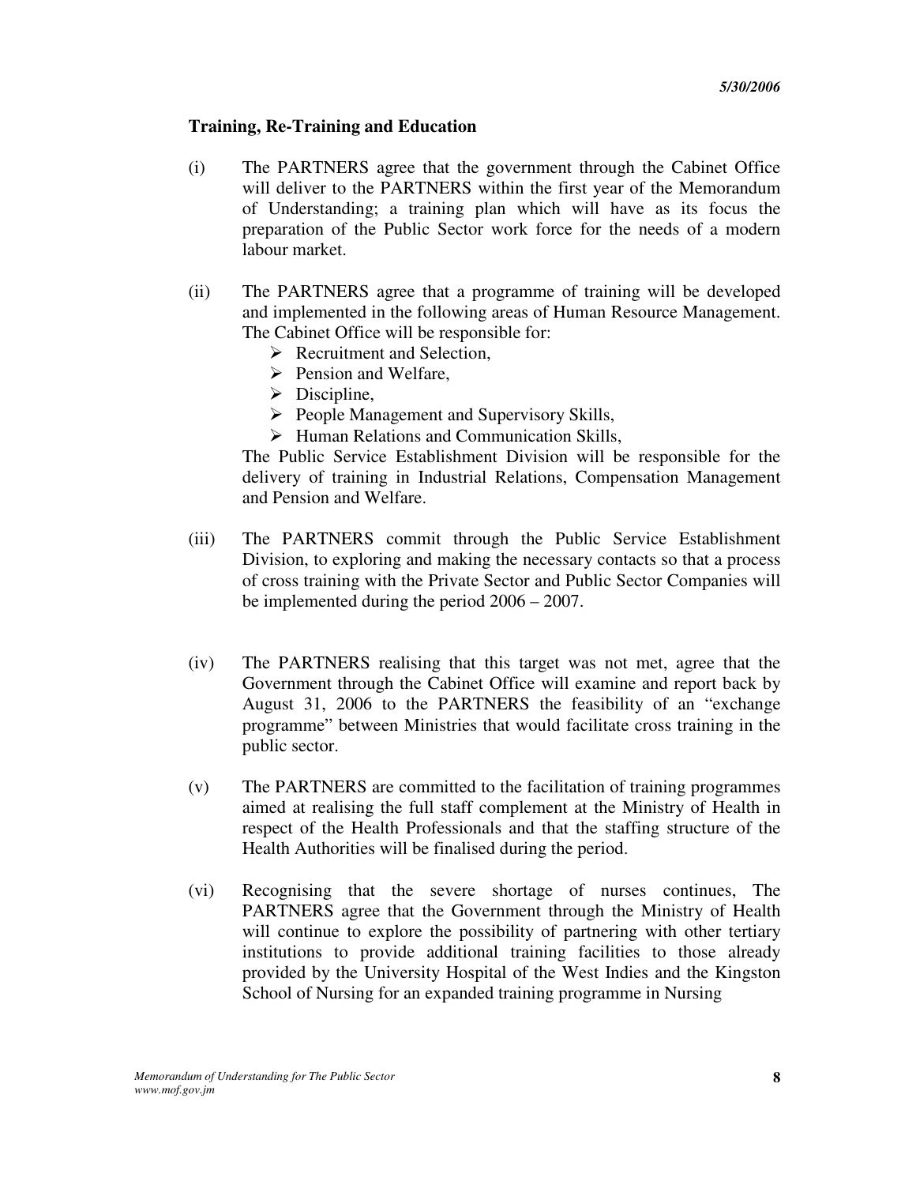**Training, Re-Training and Education**

(i) The PARTNERS agree that the government through the Cabinet Office will deliver to the PARTNERS within the first year of the Memorandum of Understanding; a training plan which will have as its focus the preparation of the Public Sector work force for the needs of a modern labour market.

(ii) The PARTNERS agree that a programme of training will be developed and implemented in the following areas of Human Resource Management. The Cabinet Office will be responsible for:

- Recruitment and Selection,
- Pension and Welfare,
- Discipline,
- People Management and Supervisory Skills,
- Human Relations and Communication Skills,

The Public Service Establishment Division will be responsible for the delivery of training in Industrial Relations, Compensation Management and Pension and Welfare.

(iii) The PARTNERS commit through the Public Service Establishment Division, to exploring and making the necessary contacts so that a process of cross training with the Private Sector and Public Sector Companies will be implemented during the period 2006 – 2007.

(iv) The PARTNERS realising that this target was not met, agree that the Government through the Cabinet Office will examine and report back by August 31, 2006 to the PARTNERS the feasibility of an "exchange programme" between Ministries that would facilitate cross training in the public sector.

(v) The PARTNERS are committed to the facilitation of training programmes aimed at realising the full staff complement at the Ministry of Health in respect of the Health Professionals and that the staffing structure of the Health Authorities will be finalised during the period.

(vi) Recognising that the severe shortage of nurses continues, The PARTNERS agree that the Government through the Ministry of Health will continue to explore the possibility of partnering with other tertiary institutions to provide additional training facilities to those already provided by the University Hospital of the West Indies and the Kingston School of Nursing for an expanded training programme in Nursing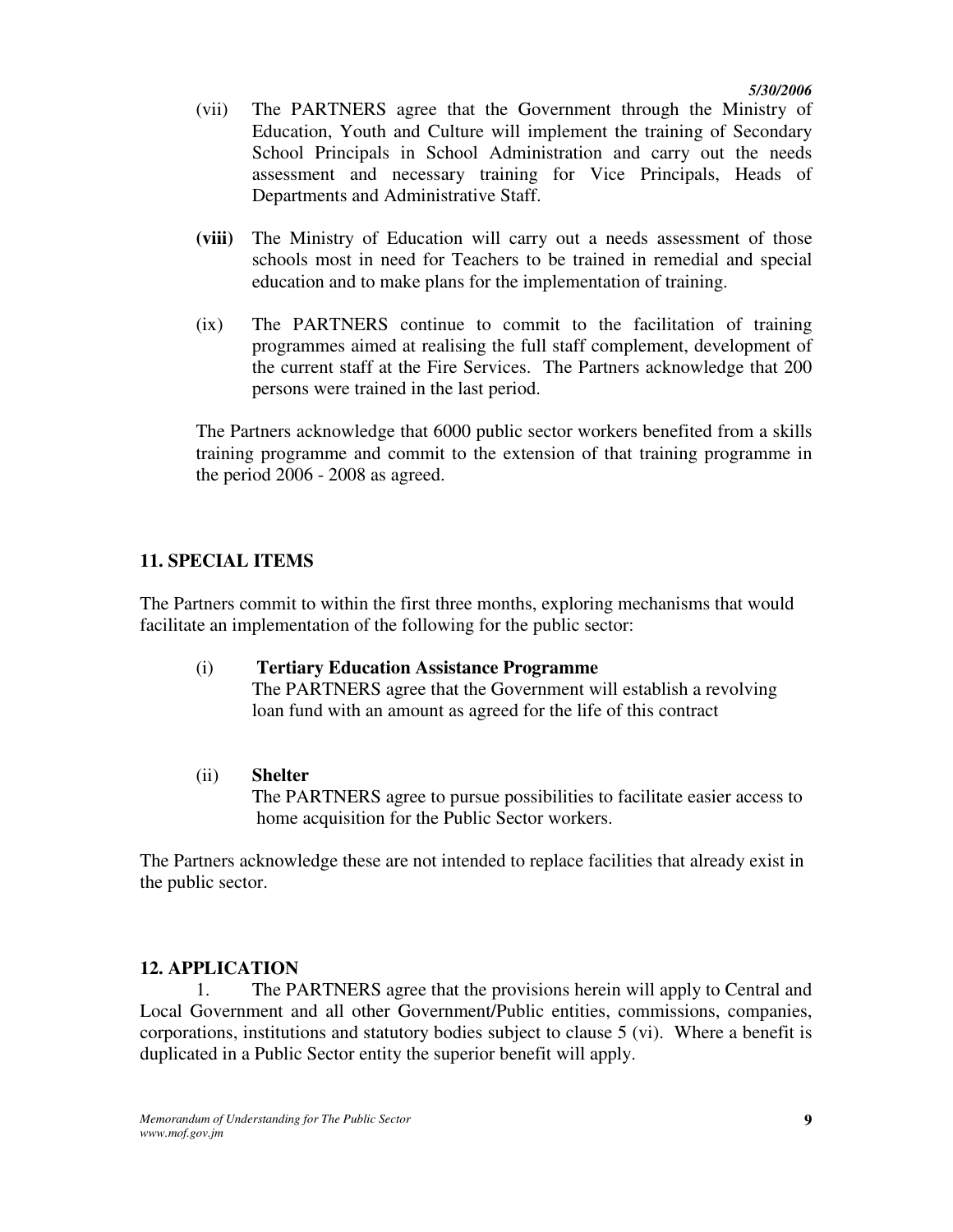(vii) The PARTNERS agree that the Government through the Ministry of Education, Youth and Culture will implement the training of Secondary School Principals in School Administration and carry out the needs assessment and necessary training for Vice Principals, Heads of Departments and Administrative Staff.

**(viii)** The Ministry of Education will carry out a needs assessment of those schools most in need for Teachers to be trained in remedial and special education and to make plans for the implementation of training.

(ix) The PARTNERS continue to commit to the facilitation of training programmes aimed at realising the full staff complement, development of the current staff at the Fire Services. The Partners acknowledge that 200 persons were trained in the last period.

The Partners acknowledge that 6000 public sector workers benefited from a skills training programme and commit to the extension of that training programme in the period 2006 - 2008 as agreed.

## 11. SPECIAL ITEMS

The Partners commit to within the first three months, exploring mechanisms that would facilitate an implementation of the following for the public sector:

(i) **Tertiary Education Assistance Programme**
The PARTNERS agree that the Government will establish a revolving loan fund with an amount as agreed for the life of this contract

(ii) **Shelter**
The PARTNERS agree to pursue possibilities to facilitate easier access to home acquisition for the Public Sector workers.

The Partners acknowledge these are not intended to replace facilities that already exist in the public sector.

## 12. APPLICATION

1. The PARTNERS agree that the provisions herein will apply to Central and Local Government and all other Government/Public entities, commissions, companies, corporations, institutions and statutory bodies subject to clause 5 (vi). Where a benefit is duplicated in a Public Sector entity the superior benefit will apply.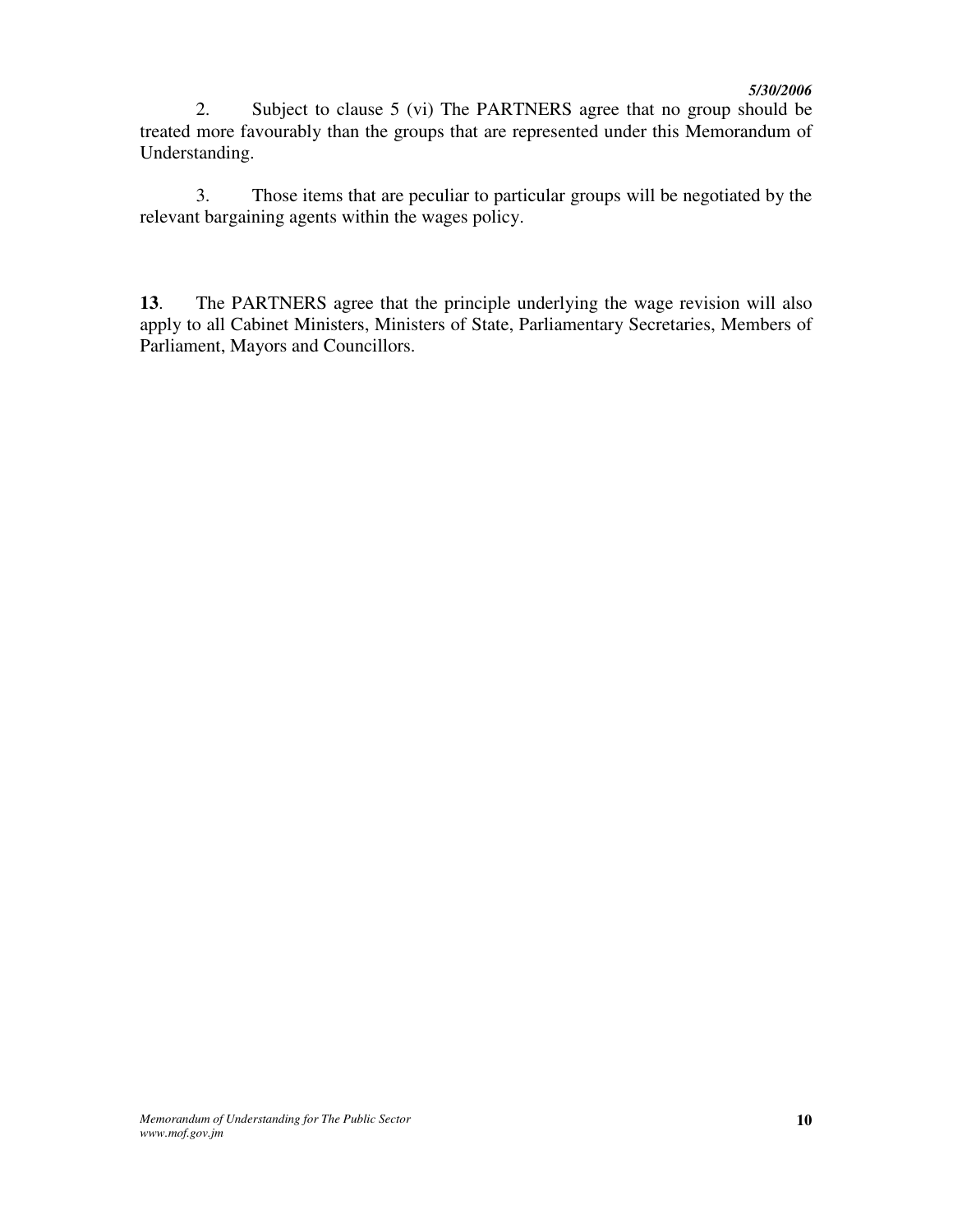2. Subject to clause 5 (vi) The PARTNERS agree that no group should be treated more favourably than the groups that are represented under this Memorandum of Understanding.

3. Those items that are peculiar to particular groups will be negotiated by the relevant bargaining agents within the wages policy.

**13**. The PARTNERS agree that the principle underlying the wage revision will also apply to all Cabinet Ministers, Ministers of State, Parliamentary Secretaries, Members of Parliament, Mayors and Councillors.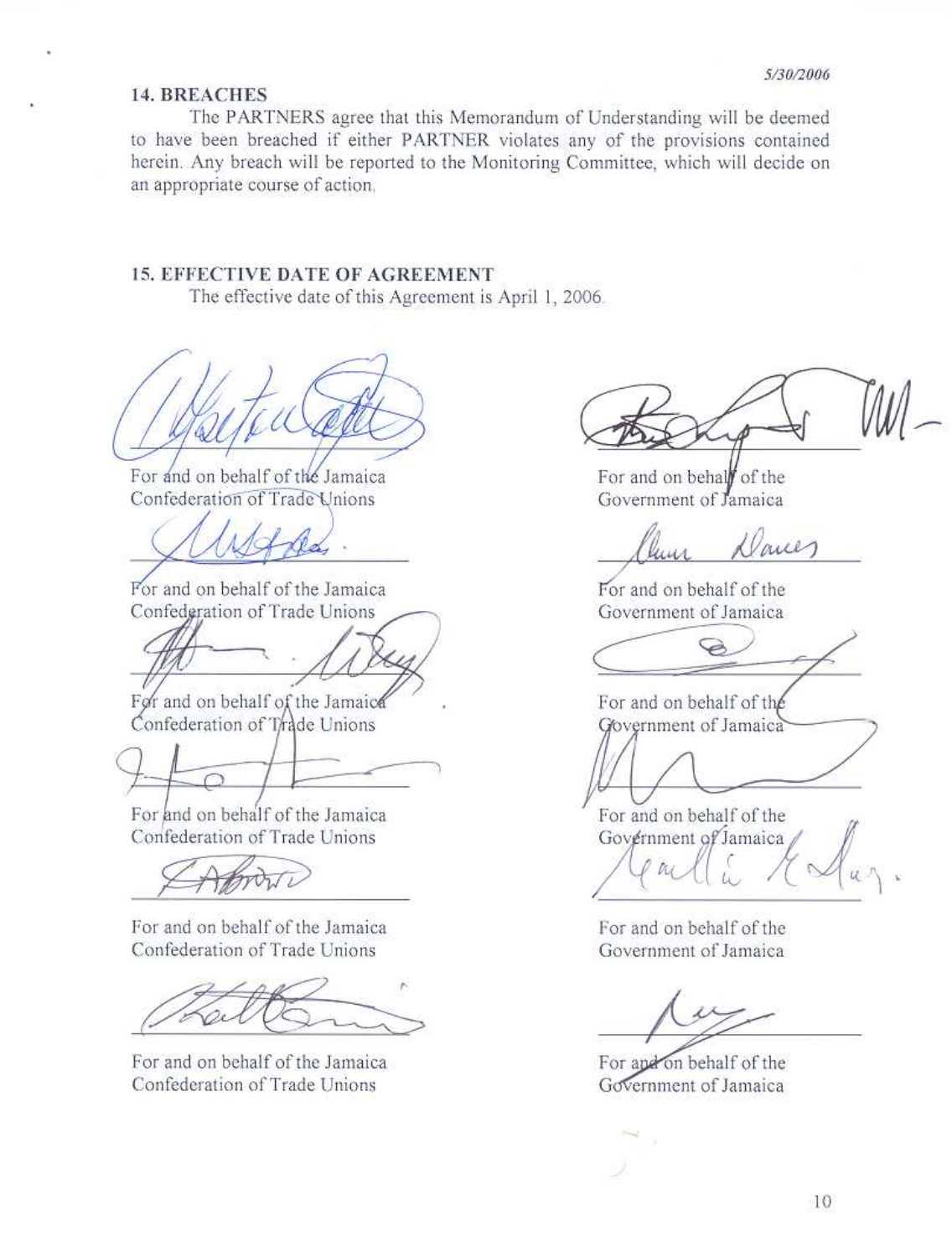5/30/2006

### 14. BREACHES

The PARTNERS agree that this Memorandum of Understanding will be deemed to have been breached if either PARTNER violates any of the provisions contained herein. Any breach will be reported to the Monitoring Committee, which will decide on an appropriate course of action.

### 15. EFFECTIVE DATE OF AGREEMENT

The effective date of this Agreement is April 1, 2006.

| | |
|---|---|
| For and on behalf of the Jamaica Confederation of Trade Unions | For and on behalf of the Government of Jamaica |
| For and on behalf of the Jamaica Confederation of Trade Unions | For and on behalf of the Government of Jamaica |
| For and on behalf of the Jamaica Confederation of Trade Unions | For and on behalf of the Government of Jamaica |
| For and on behalf of the Jamaica Confederation of Trade Unions | For and on behalf of the Government of Jamaica |
| For and on behalf of the Jamaica Confederation of Trade Unions | For and on behalf of the Government of Jamaica |
| For and on behalf of the Jamaica Confederation of Trade Unions | For and on behalf of the Government of Jamaica |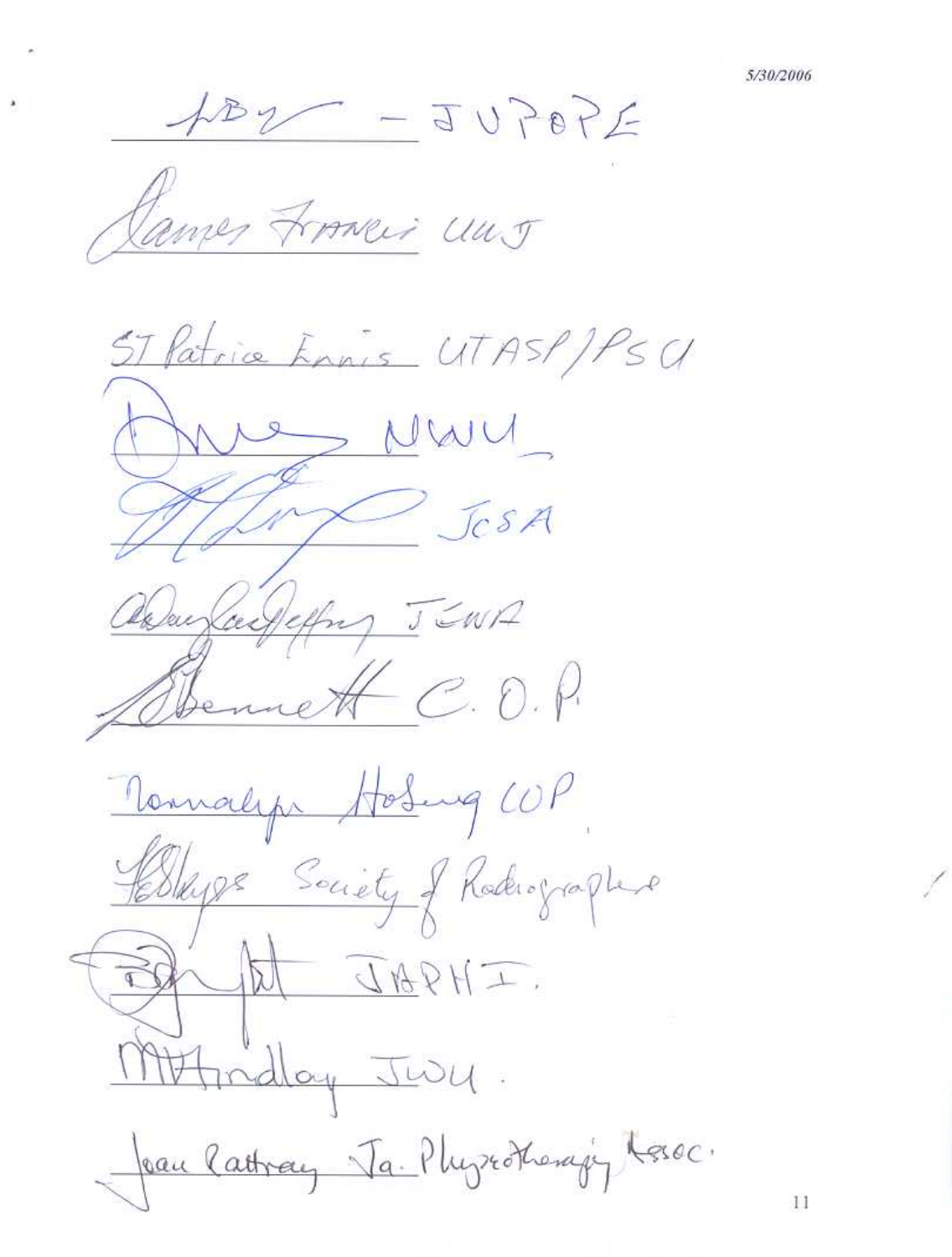5/30/2006

LBY — JUPOPE

James Francis UWJ

ST Patrice Ennis UTASP/PSU

NWU

JCSA

JEWA

Bennett C.O.P.

Normalyn Hosang COP

Society of Radiographers

JAPHI.

M Findlay JWU.

Joan Rattray Ja. Physiotherapy Assoc.